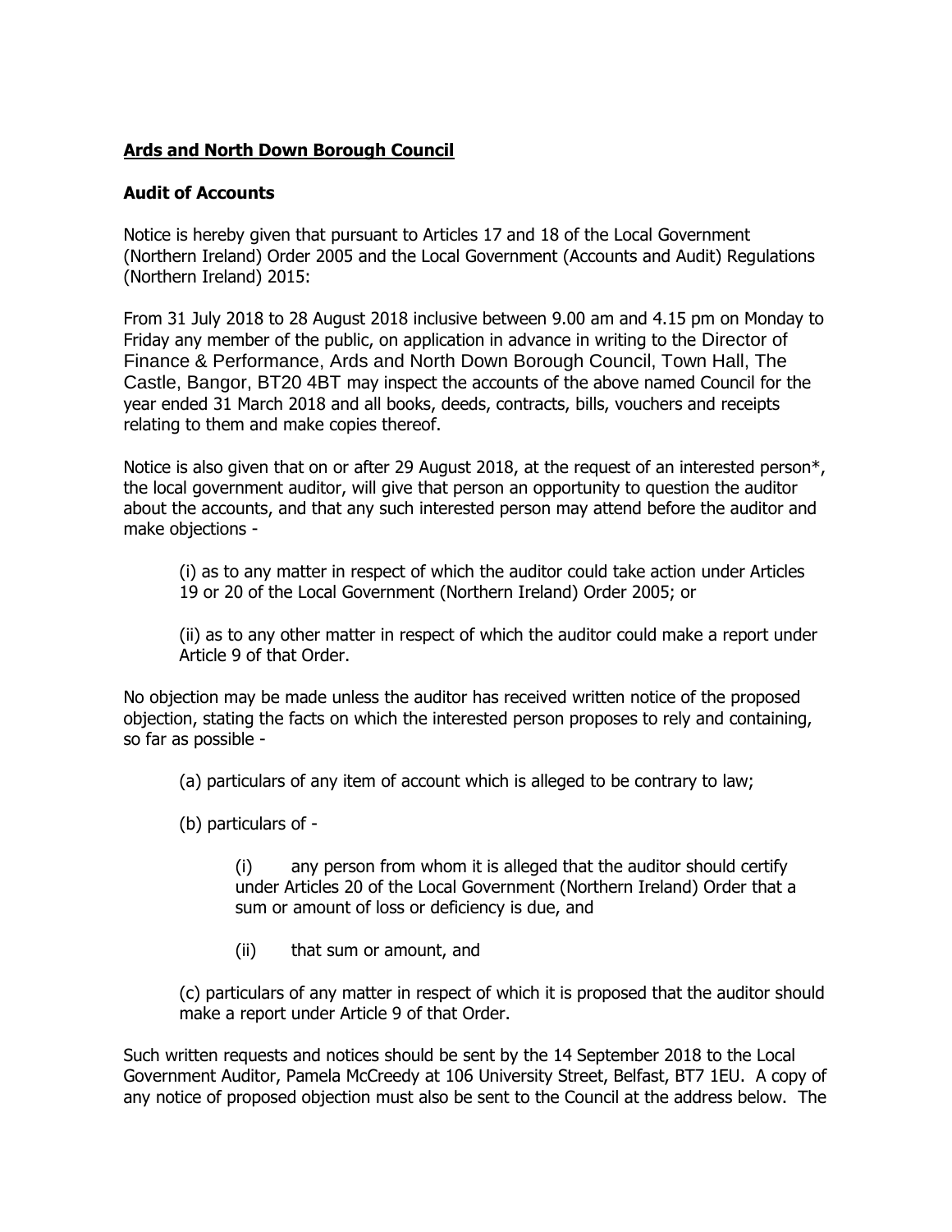**Ards and North Down Borough Council**

**Audit of Accounts**

Notice is hereby given that pursuant to Articles 17 and 18 of the Local Government (Northern Ireland) Order 2005 and the Local Government (Accounts and Audit) Regulations (Northern Ireland) 2015:

From 31 July 2018 to 28 August 2018 inclusive between 9.00 am and 4.15 pm on Monday to Friday any member of the public, on application in advance in writing to the Director of Finance & Performance, Ards and North Down Borough Council, Town Hall, The Castle, Bangor, BT20 4BT may inspect the accounts of the above named Council for the year ended 31 March 2018 and all books, deeds, contracts, bills, vouchers and receipts relating to them and make copies thereof.

Notice is also given that on or after 29 August 2018, at the request of an interested person*, the local government auditor, will give that person an opportunity to question the auditor about the accounts, and that any such interested person may attend before the auditor and make objections -

(i) as to any matter in respect of which the auditor could take action under Articles 19 or 20 of the Local Government (Northern Ireland) Order 2005; or

(ii) as to any other matter in respect of which the auditor could make a report under Article 9 of that Order.

No objection may be made unless the auditor has received written notice of the proposed objection, stating the facts on which the interested person proposes to rely and containing, so far as possible -

(a) particulars of any item of account which is alleged to be contrary to law;

(b) particulars of -

(i) any person from whom it is alleged that the auditor should certify under Articles 20 of the Local Government (Northern Ireland) Order that a sum or amount of loss or deficiency is due, and

(ii) that sum or amount, and

(c) particulars of any matter in respect of which it is proposed that the auditor should make a report under Article 9 of that Order.

Such written requests and notices should be sent by the 14 September 2018 to the Local Government Auditor, Pamela McCreedy at 106 University Street, Belfast, BT7 1EU. A copy of any notice of proposed objection must also be sent to the Council at the address below. The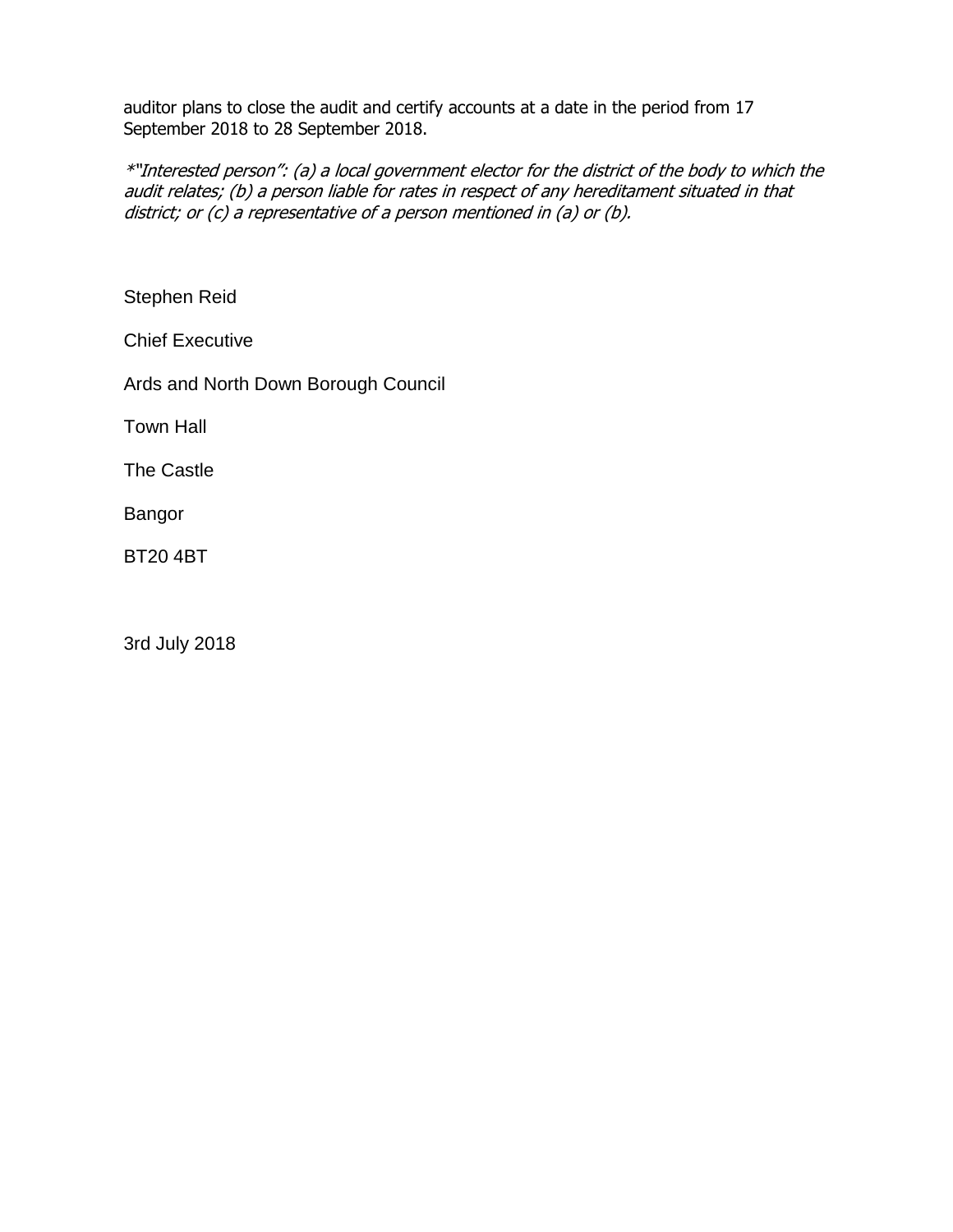auditor plans to close the audit and certify accounts at a date in the period from 17 September 2018 to 28 September 2018.

*\*"Interested person": (a) a local government elector for the district of the body to which the audit relates; (b) a person liable for rates in respect of any hereditament situated in that district; or (c) a representative of a person mentioned in (a) or (b).*

Stephen Reid

Chief Executive

Ards and North Down Borough Council

Town Hall

The Castle

Bangor

BT20 4BT

3rd July 2018